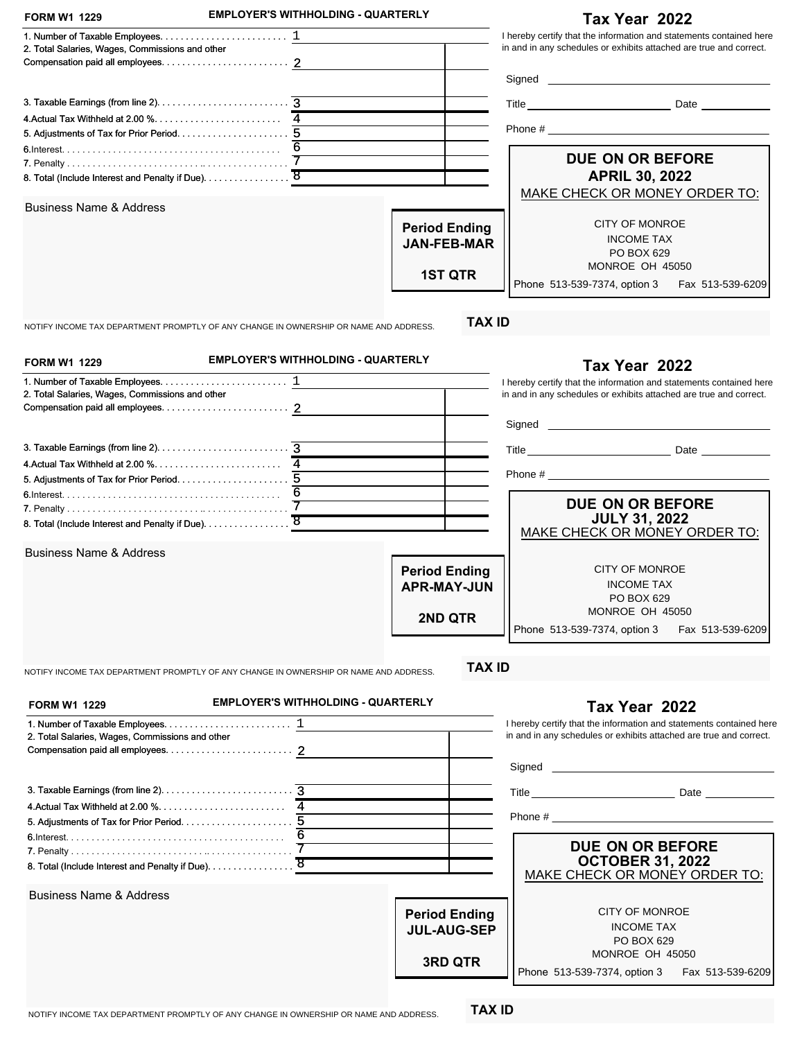**FORM W1 1229** **EMPLOYER'S WITHHOLDING - QUARTERLY**

## Tax Year 2022

| Line | Description | No. | Amount | |
|---|---|---|---|---|
| 1. | Number of Taxable Employees. | 1 | | |
| 2. | Total Salaries, Wages, Commissions and other Compensation paid all employees. | 2 | | |
| 3. | Taxable Earnings (from line 2). | 3 | | |
| 4. | Actual Tax Withheld at 2.00 %. | 4 | | |
| 5. | Adjustments of Tax for Prior Period. | 5 | | |
| 6. | Interest. | 6 | | |
| 7. | Penalty | 7 | | |
| 8. | Total (Include Interest and Penalty if Due). | 8 | | |

I hereby certify that the information and statements contained here in and in any schedules or exhibits attached are true and correct.

Signed ______________________

Title ______________________ Date __________

Phone # ______________________

**DUE ON OR BEFORE APRIL 30, 2022**

MAKE CHECK OR MONEY ORDER TO:

CITY OF MONROE
INCOME TAX
PO BOX 629
MONROE OH 45050
Phone 513-539-7374, option 3 Fax 513-539-6209

Business Name & Address

**Period Ending JAN-FEB-MAR**

**1ST QTR**

NOTIFY INCOME TAX DEPARTMENT PROMPTLY OF ANY CHANGE IN OWNERSHIP OR NAME AND ADDRESS.

**TAX ID**

---

**FORM W1 1229** **EMPLOYER'S WITHHOLDING - QUARTERLY**

## Tax Year 2022

| Line | Description | No. | Amount | |
|---|---|---|---|---|
| 1. | Number of Taxable Employees. | 1 | | |
| 2. | Total Salaries, Wages, Commissions and other Compensation paid all employees. | 2 | | |
| 3. | Taxable Earnings (from line 2). | 3 | | |
| 4. | Actual Tax Withheld at 2.00 %. | 4 | | |
| 5. | Adjustments of Tax for Prior Period. | 5 | | |
| 6. | Interest. | 6 | | |
| 7. | Penalty | 7 | | |
| 8. | Total (Include Interest and Penalty if Due). | 8 | | |

I hereby certify that the information and statements contained here in and in any schedules or exhibits attached are true and correct.

Signed ______________________

Title ______________________ Date __________

Phone # ______________________

**DUE ON OR BEFORE JULY 31, 2022**

MAKE CHECK OR MONEY ORDER TO:

CITY OF MONROE
INCOME TAX
PO BOX 629
MONROE OH 45050
Phone 513-539-7374, option 3 Fax 513-539-6209

Business Name & Address

**Period Ending APR-MAY-JUN**

**2ND QTR**

NOTIFY INCOME TAX DEPARTMENT PROMPTLY OF ANY CHANGE IN OWNERSHIP OR NAME AND ADDRESS.

**TAX ID**

---

**FORM W1 1229** **EMPLOYER'S WITHHOLDING - QUARTERLY**

## Tax Year 2022

| Line | Description | No. | Amount | |
|---|---|---|---|---|
| 1. | Number of Taxable Employees. | 1 | | |
| 2. | Total Salaries, Wages, Commissions and other Compensation paid all employees. | 2 | | |
| 3. | Taxable Earnings (from line 2). | 3 | | |
| 4. | Actual Tax Withheld at 2.00 %. | 4 | | |
| 5. | Adjustments of Tax for Prior Period. | 5 | | |
| 6. | Interest. | 6 | | |
| 7. | Penalty | 7 | | |
| 8. | Total (Include Interest and Penalty if Due). | 8 | | |

I hereby certify that the information and statements contained here in and in any schedules or exhibits attached are true and correct.

Signed ______________________

Title ______________________ Date __________

Phone # ______________________

**DUE ON OR BEFORE OCTOBER 31, 2022**

MAKE CHECK OR MONEY ORDER TO:

CITY OF MONROE
INCOME TAX
PO BOX 629
MONROE OH 45050
Phone 513-539-7374, option 3 Fax 513-539-6209

Business Name & Address

**Period Ending JUL-AUG-SEP**

**3RD QTR**

NOTIFY INCOME TAX DEPARTMENT PROMPTLY OF ANY CHANGE IN OWNERSHIP OR NAME AND ADDRESS.

**TAX ID**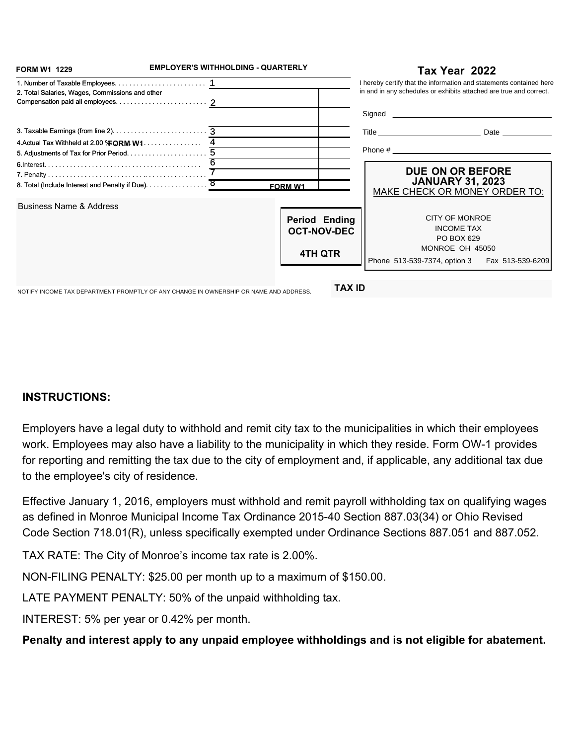**FORM W1 1229** **EMPLOYER'S WITHHOLDING - QUARTERLY** **Tax Year 2022**

| | | | |
|---|---|---|---|
| 1. Number of Taxable Employees. . . . . . . . . . . . . . . . . . . . . . . . | 1 | | |
| 2. Total Salaries, Wages, Commissions and other Compensation paid all employees. . . . . . . . . . . . . . . . . . . . . . . . . | 2 | | |
| 3. Taxable Earnings (from line 2). . . . . . . . . . . . . . . . . . . . . . . . . . | 3 | | |
| 4. Actual Tax Withheld at 2.00 % FORM W1 . . . . . . . . . . . . . . . | 4 | | |
| 5. Adjustments of Tax for Prior Period. . . . . . . . . . . . . . . . . . . . . . | 5 | | |
| 6. Interest. . . . . . . . . . . . . . . . . . . . . . . . . . . . . . . . . . . . . . . . . . . | 6 | | |
| 7. Penalty . . . . . . . . . . . . . . . . . . . . . . . . . . . . . . . . . . . . . . . . . . | 7 | | |
| 8. Total (Include Interest and Penalty if Due). . . . . . . . . . . . . . . . . | 8 | FORM W1 | |

I hereby certify that the information and statements contained here in and in any schedules or exhibits attached are true and correct.

Signed ______________________________

Title ____________________ Date __________

Phone # ______________________________

**DUE ON OR BEFORE**
**JANUARY 31, 2023**
MAKE CHECK OR MONEY ORDER TO:

CITY OF MONROE
INCOME TAX
PO BOX 629
MONROE OH 45050
Phone 513-539-7374, option 3 Fax 513-539-6209

Business Name & Address

**Period Ending**
**OCT-NOV-DEC**

**4TH QTR**

NOTIFY INCOME TAX DEPARTMENT PROMPTLY OF ANY CHANGE IN OWNERSHIP OR NAME AND ADDRESS.

**TAX ID**

## INSTRUCTIONS:

Employers have a legal duty to withhold and remit city tax to the municipalities in which their employees work. Employees may also have a liability to the municipality in which they reside. Form OW-1 provides for reporting and remitting the tax due to the city of employment and, if applicable, any additional tax due to the employee's city of residence.

Effective January 1, 2016, employers must withhold and remit payroll withholding tax on qualifying wages as defined in Monroe Municipal Income Tax Ordinance 2015-40 Section 887.03(34) or Ohio Revised Code Section 718.01(R), unless specifically exempted under Ordinance Sections 887.051 and 887.052.

TAX RATE: The City of Monroe's income tax rate is 2.00%.

NON-FILING PENALTY: $25.00 per month up to a maximum of $150.00.

LATE PAYMENT PENALTY: 50% of the unpaid withholding tax.

INTEREST: 5% per year or 0.42% per month.

**Penalty and interest apply to any unpaid employee withholdings and is not eligible for abatement.**